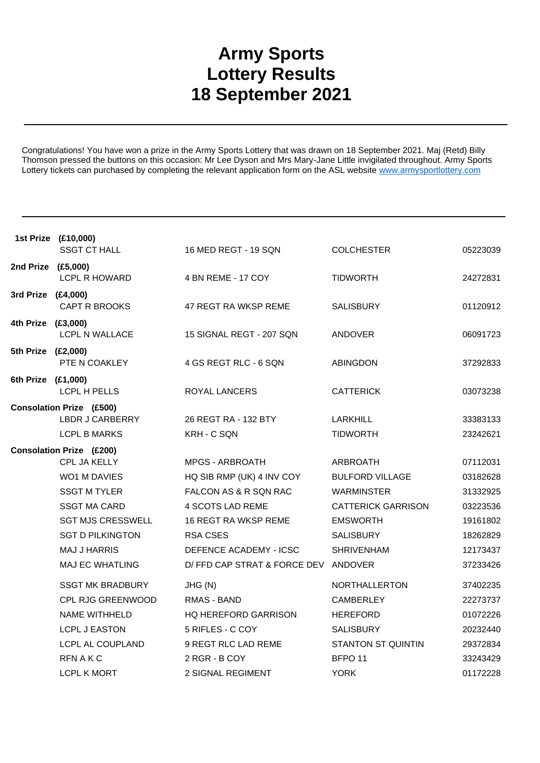# Army Sports Lottery Results 18 September 2021

Congratulations! You have won a prize in the Army Sports Lottery that was drawn on 18 September 2021. Maj (Retd) Billy Thomson pressed the buttons on this occasion: Mr Lee Dyson and Mrs Mary-Jane Little invigilated throughout. Army Sports Lottery tickets can purchased by completing the relevant application form on the ASL website [www.armysportlottery.com](http://www.armysportlottery.com)

| Prize | Name | Unit | Location | Number |
|---|---|---|---|---|
| **1st Prize (£10,000)** | | | | |
| | SSGT CT HALL | 16 MED REGT - 19 SQN | COLCHESTER | 05223039 |
| **2nd Prize (£5,000)** | | | | |
| | LCPL R HOWARD | 4 BN REME - 17 COY | TIDWORTH | 24272831 |
| **3rd Prize (£4,000)** | | | | |
| | CAPT R BROOKS | 47 REGT RA WKSP REME | SALISBURY | 01120912 |
| **4th Prize (£3,000)** | | | | |
| | LCPL N WALLACE | 15 SIGNAL REGT - 207 SQN | ANDOVER | 06091723 |
| **5th Prize (£2,000)** | | | | |
| | PTE N COAKLEY | 4 GS REGT RLC - 6 SQN | ABINGDON | 37292833 |
| **6th Prize (£1,000)** | | | | |
| | LCPL H PELLS | ROYAL LANCERS | CATTERICK | 03073238 |
| **Consolation Prize (£500)** | | | | |
| | LBDR J CARBERRY | 26 REGT RA - 132 BTY | LARKHILL | 33383133 |
| | LCPL B MARKS | KRH - C SQN | TIDWORTH | 23242621 |
| **Consolation Prize (£200)** | | | | |
| | CPL JA KELLY | MPGS - ARBROATH | ARBROATH | 07112031 |
| | WO1 M DAVIES | HQ SIB RMP (UK) 4 INV COY | BULFORD VILLAGE | 03182628 |
| | SSGT M TYLER | FALCON AS & R SQN RAC | WARMINSTER | 31332925 |
| | SSGT MA CARD | 4 SCOTS LAD REME | CATTERICK GARRISON | 03223536 |
| | SGT MJS CRESSWELL | 16 REGT RA WKSP REME | EMSWORTH | 19161802 |
| | SGT D PILKINGTON | RSA CSES | SALISBURY | 18262829 |
| | MAJ J HARRIS | DEFENCE ACADEMY - ICSC | SHRIVENHAM | 12173437 |
| | MAJ EC WHATLING | D/ FFD CAP STRAT & FORCE DEV | ANDOVER | 37233426 |
| | SSGT MK BRADBURY | JHG (N) | NORTHALLERTON | 37402235 |
| | CPL RJG GREENWOOD | RMAS - BAND | CAMBERLEY | 22273737 |
| | NAME WITHHELD | HQ HEREFORD GARRISON | HEREFORD | 01072226 |
| | LCPL J EASTON | 5 RIFLES - C COY | SALISBURY | 20232440 |
| | LCPL AL COUPLAND | 9 REGT RLC LAD REME | STANTON ST QUINTIN | 29372834 |
| | RFN A K C | 2 RGR - B COY | BFPO 11 | 33243429 |
| | LCPL K MORT | 2 SIGNAL REGIMENT | YORK | 01172228 |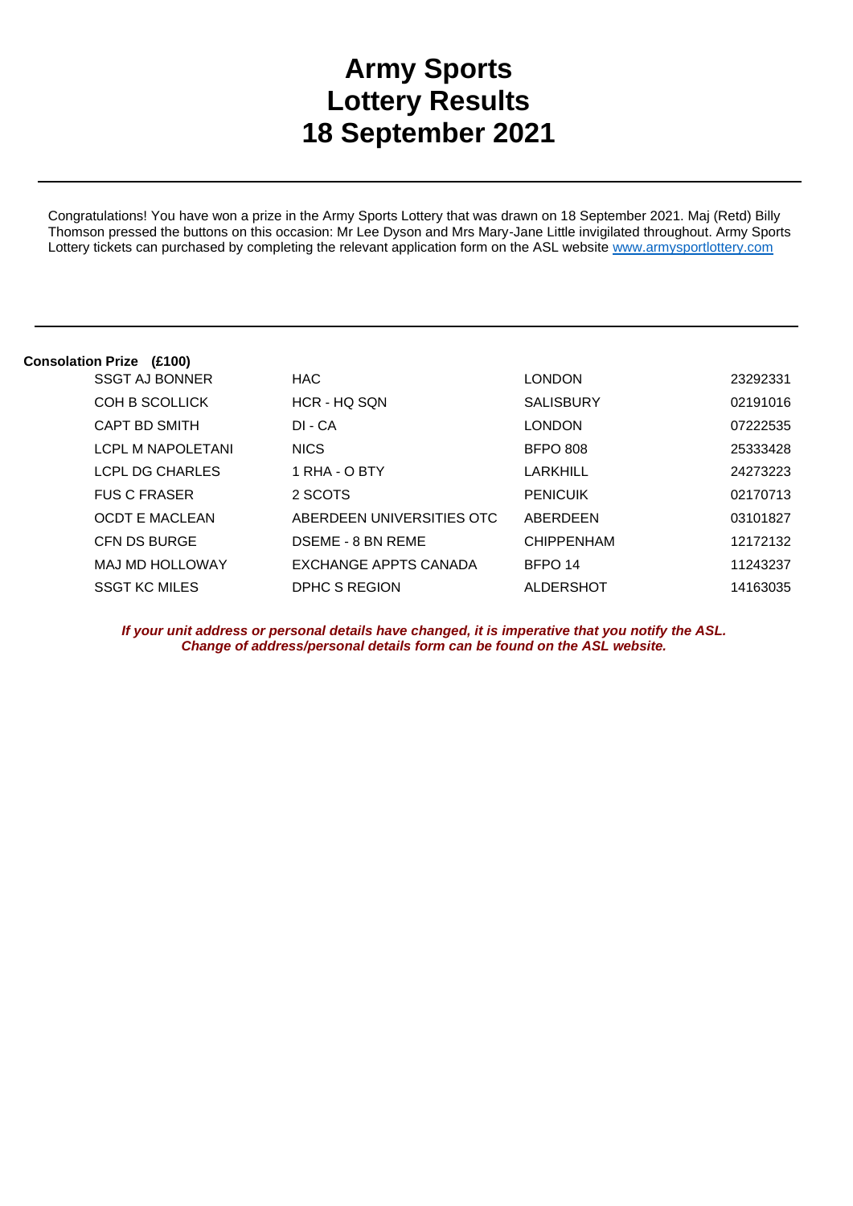# Army Sports Lottery Results 18 September 2021

Congratulations! You have won a prize in the Army Sports Lottery that was drawn on 18 September 2021. Maj (Retd) Billy Thomson pressed the buttons on this occasion: Mr Lee Dyson and Mrs Mary-Jane Little invigilated throughout. Army Sports Lottery tickets can purchased by completing the relevant application form on the ASL website [www.armysportlottery.com](http://www.armysportlottery.com)

**Consolation Prize (£100)**

| | | | |
|---|---|---|---|
| SSGT AJ BONNER | HAC | LONDON | 23292331 |
| COH B SCOLLICK | HCR - HQ SQN | SALISBURY | 02191016 |
| CAPT BD SMITH | DI - CA | LONDON | 07222535 |
| LCPL M NAPOLETANI | NICS | BFPO 808 | 25333428 |
| LCPL DG CHARLES | 1 RHA - O BTY | LARKHILL | 24273223 |
| FUS C FRASER | 2 SCOTS | PENICUIK | 02170713 |
| OCDT E MACLEAN | ABERDEEN UNIVERSITIES OTC | ABERDEEN | 03101827 |
| CFN DS BURGE | DSEME - 8 BN REME | CHIPPENHAM | 12172132 |
| MAJ MD HOLLOWAY | EXCHANGE APPTS CANADA | BFPO 14 | 11243237 |
| SSGT KC MILES | DPHC S REGION | ALDERSHOT | 14163035 |

***If your unit address or personal details have changed, it is imperative that you notify the ASL. Change of address/personal details form can be found on the ASL website.***